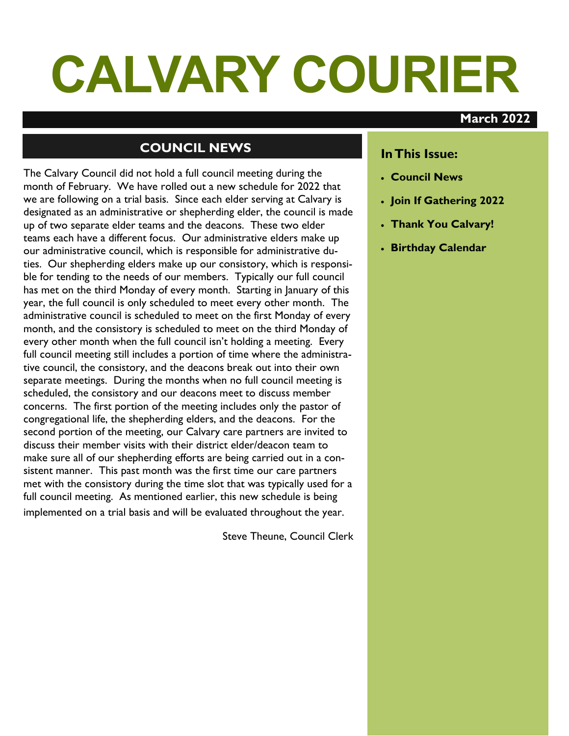# CALVARY COURIER

**March 2022**

## COUNCIL NEWS

The Calvary Council did not hold a full council meeting during the month of February. We have rolled out a new schedule for 2022 that we are following on a trial basis. Since each elder serving at Calvary is designated as an administrative or shepherding elder, the council is made up of two separate elder teams and the deacons. These two elder teams each have a different focus. Our administrative elders make up our administrative council, which is responsible for administrative duties. Our shepherding elders make up our consistory, which is responsible for tending to the needs of our members. Typically our full council has met on the third Monday of every month. Starting in January of this year, the full council is only scheduled to meet every other month. The administrative council is scheduled to meet on the first Monday of every month, and the consistory is scheduled to meet on the third Monday of every other month when the full council isn't holding a meeting. Every full council meeting still includes a portion of time where the administrative council, the consistory, and the deacons break out into their own separate meetings. During the months when no full council meeting is scheduled, the consistory and our deacons meet to discuss member concerns. The first portion of the meeting includes only the pastor of congregational life, the shepherding elders, and the deacons. For the second portion of the meeting, our Calvary care partners are invited to discuss their member visits with their district elder/deacon team to make sure all of our shepherding efforts are being carried out in a consistent manner. This past month was the first time our care partners met with the consistory during the time slot that was typically used for a full council meeting. As mentioned earlier, this new schedule is being implemented on a trial basis and will be evaluated throughout the year.

Steve Theune, Council Clerk

### In This Issue:

- **Council News**
- **Join If Gathering 2022**
- **Thank You Calvary!**
- **Birthday Calendar**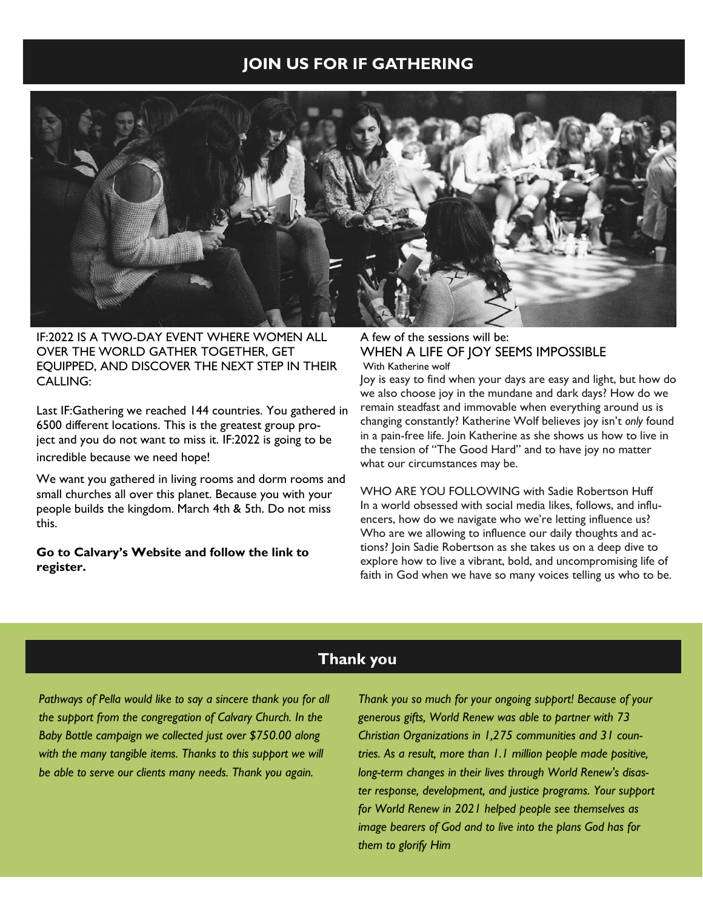## JOIN US FOR IF GATHERING

IF:2022 IS A TWO-DAY EVENT WHERE WOMEN ALL OVER THE WORLD GATHER TOGETHER, GET EQUIPPED, AND DISCOVER THE NEXT STEP IN THEIR CALLING:

Last IF:Gathering we reached 144 countries. You gathered in 6500 different locations. This is the greatest group project and you do not want to miss it. IF:2022 is going to be incredible because we need hope!

We want you gathered in living rooms and dorm rooms and small churches all over this planet. Because you with your people builds the kingdom. March 4th & 5th. Do not miss this.

**Go to Calvary's Website and follow the link to register.**

A few of the sessions will be:

WHEN A LIFE OF JOY SEEMS IMPOSSIBLE
With Katherine wolf

Joy is easy to find when your days are easy and light, but how do we also choose joy in the mundane and dark days? How do we remain steadfast and immovable when everything around us is changing constantly? Katherine Wolf believes joy isn't *only* found in a pain-free life. Join Katherine as she shows us how to live in the tension of "The Good Hard" and to have joy no matter what our circumstances may be.

WHO ARE YOU FOLLOWING with Sadie Robertson Huff
In a world obsessed with social media likes, follows, and influencers, how do we navigate who we're letting influence us? Who are we allowing to influence our daily thoughts and actions? Join Sadie Robertson as she takes us on a deep dive to explore how to live a vibrant, bold, and uncompromising life of faith in God when we have so many voices telling us who to be.

## Thank you

*Pathways of Pella would like to say a sincere thank you for all the support from the congregation of Calvary Church. In the Baby Bottle campaign we collected just over $750.00 along with the many tangible items. Thanks to this support we will be able to serve our clients many needs. Thank you again.*

*Thank you so much for your ongoing support! Because of your generous gifts, World Renew was able to partner with 73 Christian Organizations in 1,275 communities and 31 countries. As a result, more than 1.1 million people made positive, long-term changes in their lives through World Renew's disaster response, development, and justice programs. Your support for World Renew in 2021 helped people see themselves as image bearers of God and to live into the plans God has for them to glorify Him*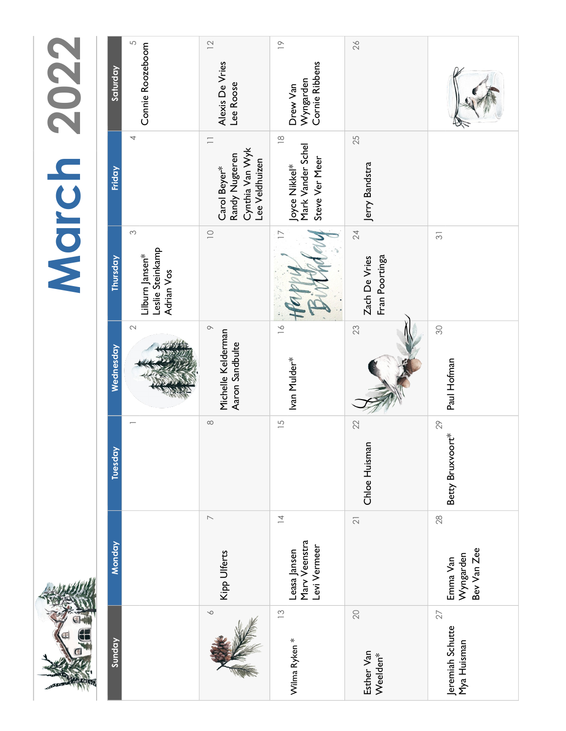# March 2022

| Sunday | Monday | Tuesday | Wednesday | Thursday | Friday | Saturday |
|---|---|---|---|---|---|---|
| | | 1 | 2 | 3 Lilburn Jansen* Leslie Steinkamp Adrian Vos | 4 | 5 Connie Roozeboom |
| 6 | 7 Kipp Ulferts | 8 | 9 Michelle Kelderman Aaron Sandbulte | 10 | 11 Carol Beyer* Randy Nugteren Cynthia Van Wyk Lee Veldhuizen | 12 Alexis De Vries Lee Roose |
| 13 Wilma Ryken * | 14 Leasa Jansen Marv Veenstra Levi Vermeer | 15 | 16 Ivan Mulder* | 17 Happy Birthday | 18 Joyce Nikkel* Mark Vander Schel Steve Ver Meer | 19 Drew Van Wyngarden Connie Ribbens |
| 20 Esther Van Weelden* | 21 | 22 Chloe Huisman | 23 | 24 Zach De Vries Fran Poortinga | 25 Jerry Bandstra | 26 |
| 27 Jeremiah Schutte Mya Huisman | 28 Emma Van Wyngarden Bev Van Zee | 29 Betty Bruxvoort* | 30 Paul Hofman | 31 | | |